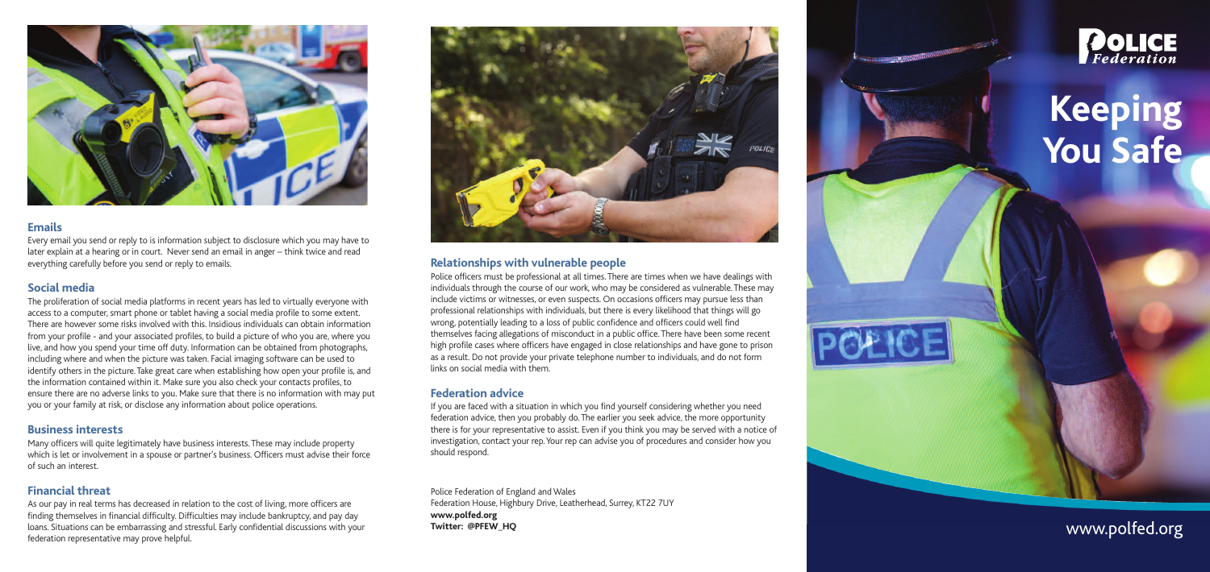## Emails

Every email you send or reply to is information subject to disclosure which you may have to later explain at a hearing or in court. Never send an email in anger – think twice and read everything carefully before you send or reply to emails.

## Social media

The proliferation of social media platforms in recent years has led to virtually everyone with access to a computer, smart phone or tablet having a social media profile to some extent. There are however some risks involved with this. Insidious individuals can obtain information from your profile - and your associated profiles, to build a picture of who you are, where you live, and how you spend your time off duty. Information can be obtained from photographs, including where and when the picture was taken. Facial imaging software can be used to identify others in the picture. Take great care when establishing how open your profile is, and the information contained within it. Make sure you also check your contacts profiles, to ensure there are no adverse links to you. Make sure that there is no information with may put you or your family at risk, or disclose any information about police operations.

## Business interests

Many officers will quite legitimately have business interests. These may include property which is let or involvement in a spouse or partner's business. Officers must advise their force of such an interest.

## Financial threat

As our pay in real terms has decreased in relation to the cost of living, more officers are finding themselves in financial difficulty. Difficulties may include bankruptcy, and pay day loans. Situations can be embarrassing and stressful. Early confidential discussions with your federation representative may prove helpful.

## Relationships with vulnerable people

Police officers must be professional at all times. There are times when we have dealings with individuals through the course of our work, who may be considered as vulnerable. These may include victims or witnesses, or even suspects. On occasions officers may pursue less than professional relationships with individuals, but there is every likelihood that things will go wrong, potentially leading to a loss of public confidence and officers could well find themselves facing allegations of misconduct in a public office. There have been some recent high profile cases where officers have engaged in close relationships and have gone to prison as a result. Do not provide your private telephone number to individuals, and do not form links on social media with them.

## Federation advice

If you are faced with a situation in which you find yourself considering whether you need federation advice, then you probably do. The earlier you seek advice, the more opportunity there is for your representative to assist. Even if you think you may be served with a notice of investigation, contact your rep. Your rep can advise you of procedures and consider how you should respond.

Police Federation of England and Wales
Federation House, Highbury Drive, Leatherhead, Surrey, KT22 7UY
**www.polfed.org**
**Twitter: @PFEW_HQ**

POLICE *Federation*

# Keeping You Safe

www.polfed.org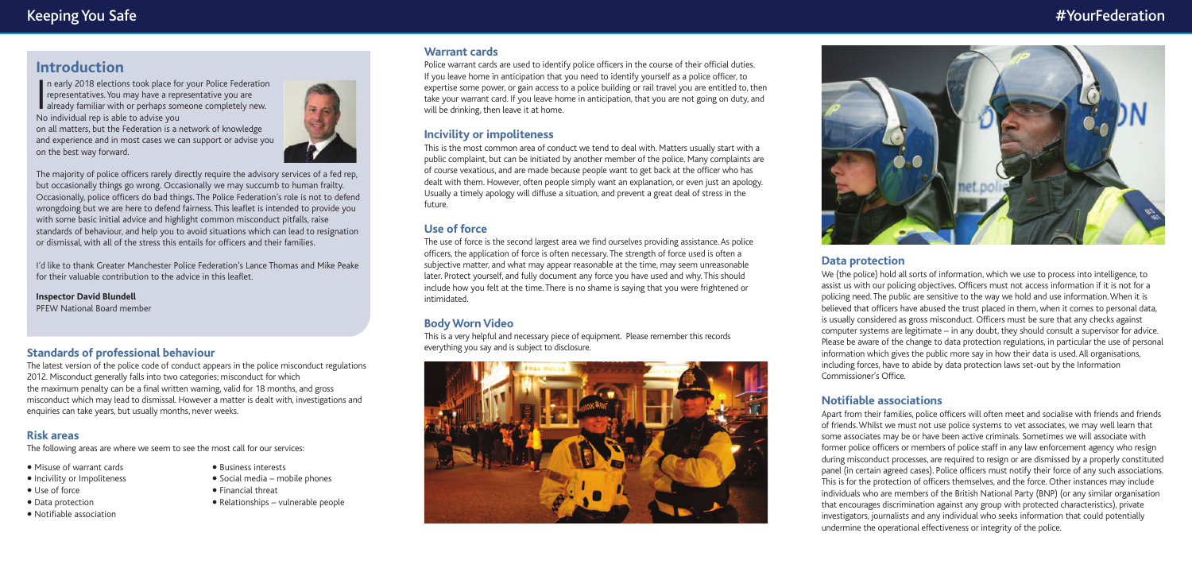## Introduction

In early 2018 elections took place for your Police Federation representatives. You may have a representative you are already familiar with or perhaps someone completely new. No individual rep is able to advise you on all matters, but the Federation is a network of knowledge and experience and in most cases we can support or advise you on the best way forward.

The majority of police officers rarely directly require the advisory services of a fed rep, but occasionally things go wrong. Occasionally we may succumb to human frailty. Occasionally, police officers do bad things. The Police Federation's role is not to defend wrongdoing but we are here to defend fairness. This leaflet is intended to provide you with some basic initial advice and highlight common misconduct pitfalls, raise standards of behaviour, and help you to avoid situations which can lead to resignation or dismissal, with all of the stress this entails for officers and their families.

I'd like to thank Greater Manchester Police Federation's Lance Thomas and Mike Peake for their valuable contribution to the advice in this leaflet.

**Inspector David Blundell**
PFEW National Board member

### Standards of professional behaviour

The latest version of the police code of conduct appears in the police misconduct regulations 2012. Misconduct generally falls into two categories; misconduct for which the maximum penalty can be a final written warning, valid for 18 months, and gross misconduct which may lead to dismissal. However a matter is dealt with, investigations and enquiries can take years, but usually months, never weeks.

### Risk areas

The following areas are where we seem to see the most call for our services:

- Misuse of warrant cards
- Incivility or Impoliteness
- Use of force
- Data protection
- Notifiable association
- Business interests
- Social media – mobile phones
- Financial threat
- Relationships – vulnerable people

### Warrant cards

Police warrant cards are used to identify police officers in the course of their official duties. If you leave home in anticipation that you need to identify yourself as a police officer, to expertise some power, or gain access to a police building or rail travel you are entitled to, then take your warrant card. If you leave home in anticipation, that you are not going on duty, and will be drinking, then leave it at home.

### Incivility or impoliteness

This is the most common area of conduct we tend to deal with. Matters usually start with a public complaint, but can be initiated by another member of the police. Many complaints are of course vexatious, and are made because people want to get back at the officer who has dealt with them. However, often people simply want an explanation, or even just an apology. Usually a timely apology will diffuse a situation, and prevent a great deal of stress in the future.

### Use of force

The use of force is the second largest area we find ourselves providing assistance. As police officers, the application of force is often necessary. The strength of force used is often a subjective matter, and what may appear reasonable at the time, may seem unreasonable later. Protect yourself, and fully document any force you have used and why. This should include how you felt at the time. There is no shame is saying that you were frightened or intimidated.

### Body Worn Video

This is a very helpful and necessary piece of equipment. Please remember this records everything you say and is subject to disclosure.

### Data protection

We (the police) hold all sorts of information, which we use to process into intelligence, to assist us with our policing objectives. Officers must not access information if it is not for a policing need. The public are sensitive to the way we hold and use information. When it is believed that officers have abused the trust placed in them, when it comes to personal data, is usually considered as gross misconduct. Officers must be sure that any checks against computer systems are legitimate – in any doubt, they should consult a supervisor for advice. Please be aware of the change to data protection regulations, in particular the use of personal information which gives the public more say in how their data is used. All organisations, including forces, have to abide by data protection laws set-out by the Information Commissioner's Office.

### Notifiable associations

Apart from their families, police officers will often meet and socialise with friends and friends of friends. Whilst we must not use police systems to vet associates, we may well learn that some associates may be or have been active criminals. Sometimes we will associate with former police officers or members of police staff in any law enforcement agency who resign during misconduct processes, are required to resign or are dismissed by a properly constituted panel (in certain agreed cases). Police officers must notify their force of any such associations. This is for the protection of officers themselves, and the force. Other instances may include individuals who are members of the British National Party (BNP) (or any similar organisation that encourages discrimination against any group with protected characteristics), private investigators, journalists and any individual who seeks information that could potentially undermine the operational effectiveness or integrity of the police.